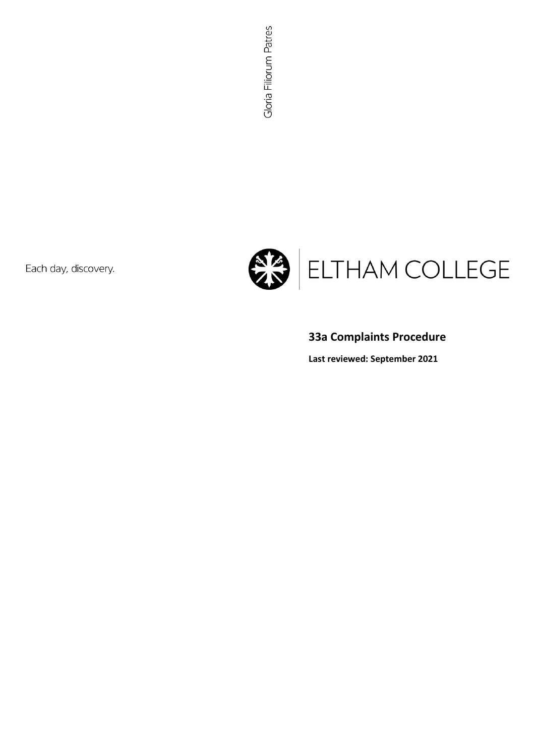Gloria Filiorum Patres

Each day, discovery.

ELTHAM COLLEGE

## 33a Complaints Procedure

**Last reviewed: September 2021**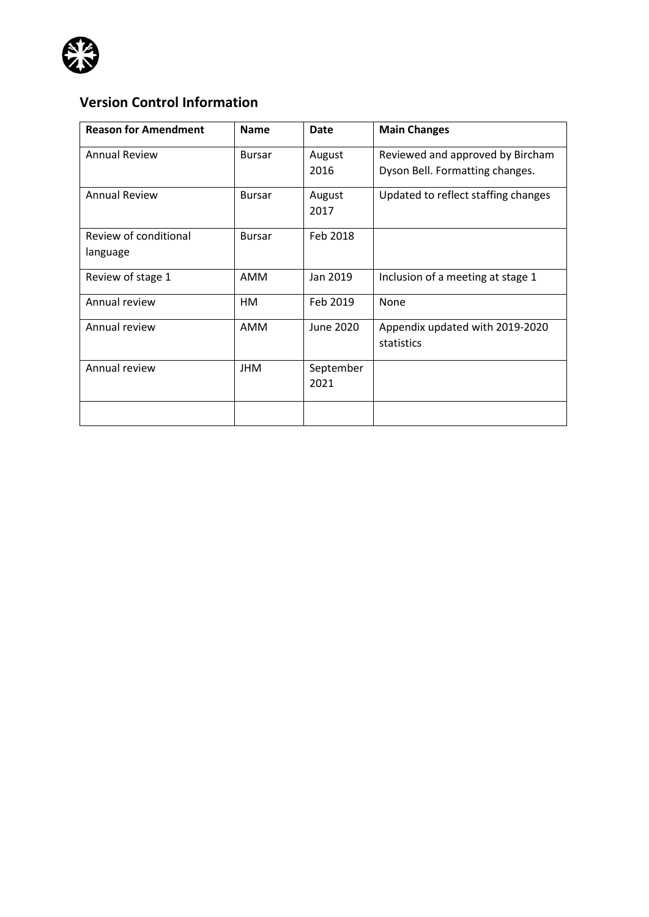## Version Control Information

| Reason for Amendment | Name | Date | Main Changes |
|---|---|---|---|
| Annual Review | Bursar | August 2016 | Reviewed and approved by Bircham Dyson Bell. Formatting changes. |
| Annual Review | Bursar | August 2017 | Updated to reflect staffing changes |
| Review of conditional language | Bursar | Feb 2018 | |
| Review of stage 1 | AMM | Jan 2019 | Inclusion of a meeting at stage 1 |
| Annual review | HM | Feb 2019 | None |
| Annual review | AMM | June 2020 | Appendix updated with 2019-2020 statistics |
| Annual review | JHM | September 2021 | |
| | | | |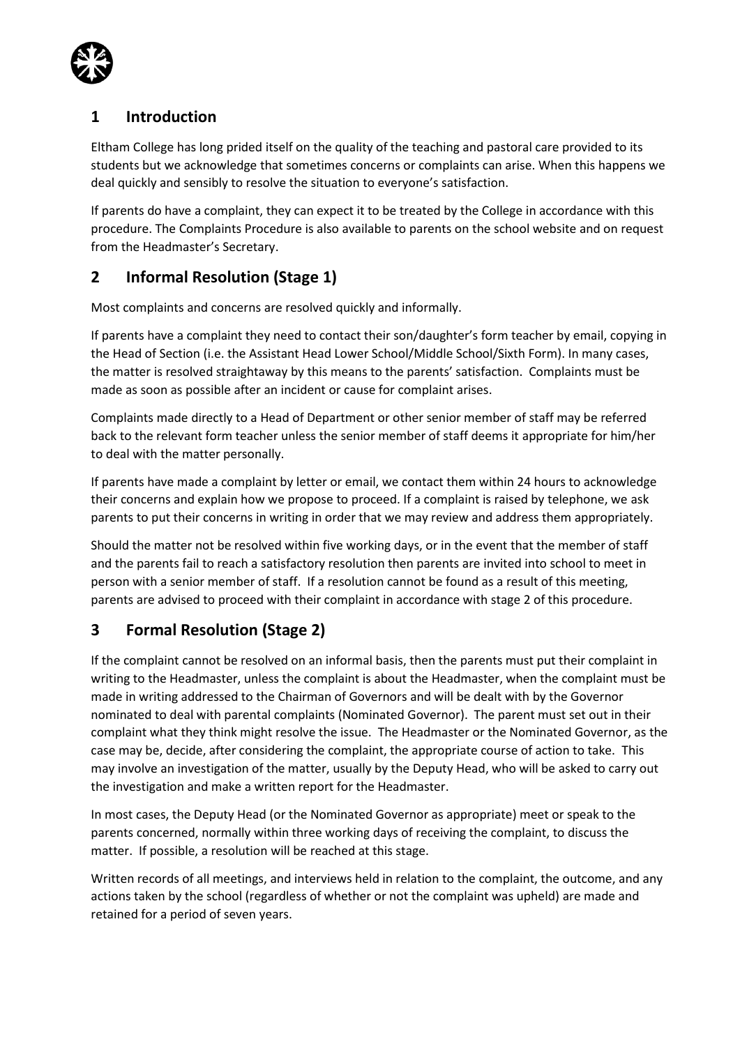## 1 Introduction

Eltham College has long prided itself on the quality of the teaching and pastoral care provided to its students but we acknowledge that sometimes concerns or complaints can arise. When this happens we deal quickly and sensibly to resolve the situation to everyone's satisfaction.

If parents do have a complaint, they can expect it to be treated by the College in accordance with this procedure. The Complaints Procedure is also available to parents on the school website and on request from the Headmaster's Secretary.

## 2 Informal Resolution (Stage 1)

Most complaints and concerns are resolved quickly and informally.

If parents have a complaint they need to contact their son/daughter's form teacher by email, copying in the Head of Section (i.e. the Assistant Head Lower School/Middle School/Sixth Form). In many cases, the matter is resolved straightaway by this means to the parents' satisfaction. Complaints must be made as soon as possible after an incident or cause for complaint arises.

Complaints made directly to a Head of Department or other senior member of staff may be referred back to the relevant form teacher unless the senior member of staff deems it appropriate for him/her to deal with the matter personally.

If parents have made a complaint by letter or email, we contact them within 24 hours to acknowledge their concerns and explain how we propose to proceed. If a complaint is raised by telephone, we ask parents to put their concerns in writing in order that we may review and address them appropriately.

Should the matter not be resolved within five working days, or in the event that the member of staff and the parents fail to reach a satisfactory resolution then parents are invited into school to meet in person with a senior member of staff. If a resolution cannot be found as a result of this meeting, parents are advised to proceed with their complaint in accordance with stage 2 of this procedure.

## 3 Formal Resolution (Stage 2)

If the complaint cannot be resolved on an informal basis, then the parents must put their complaint in writing to the Headmaster, unless the complaint is about the Headmaster, when the complaint must be made in writing addressed to the Chairman of Governors and will be dealt with by the Governor nominated to deal with parental complaints (Nominated Governor). The parent must set out in their complaint what they think might resolve the issue. The Headmaster or the Nominated Governor, as the case may be, decide, after considering the complaint, the appropriate course of action to take. This may involve an investigation of the matter, usually by the Deputy Head, who will be asked to carry out the investigation and make a written report for the Headmaster.

In most cases, the Deputy Head (or the Nominated Governor as appropriate) meet or speak to the parents concerned, normally within three working days of receiving the complaint, to discuss the matter. If possible, a resolution will be reached at this stage.

Written records of all meetings, and interviews held in relation to the complaint, the outcome, and any actions taken by the school (regardless of whether or not the complaint was upheld) are made and retained for a period of seven years.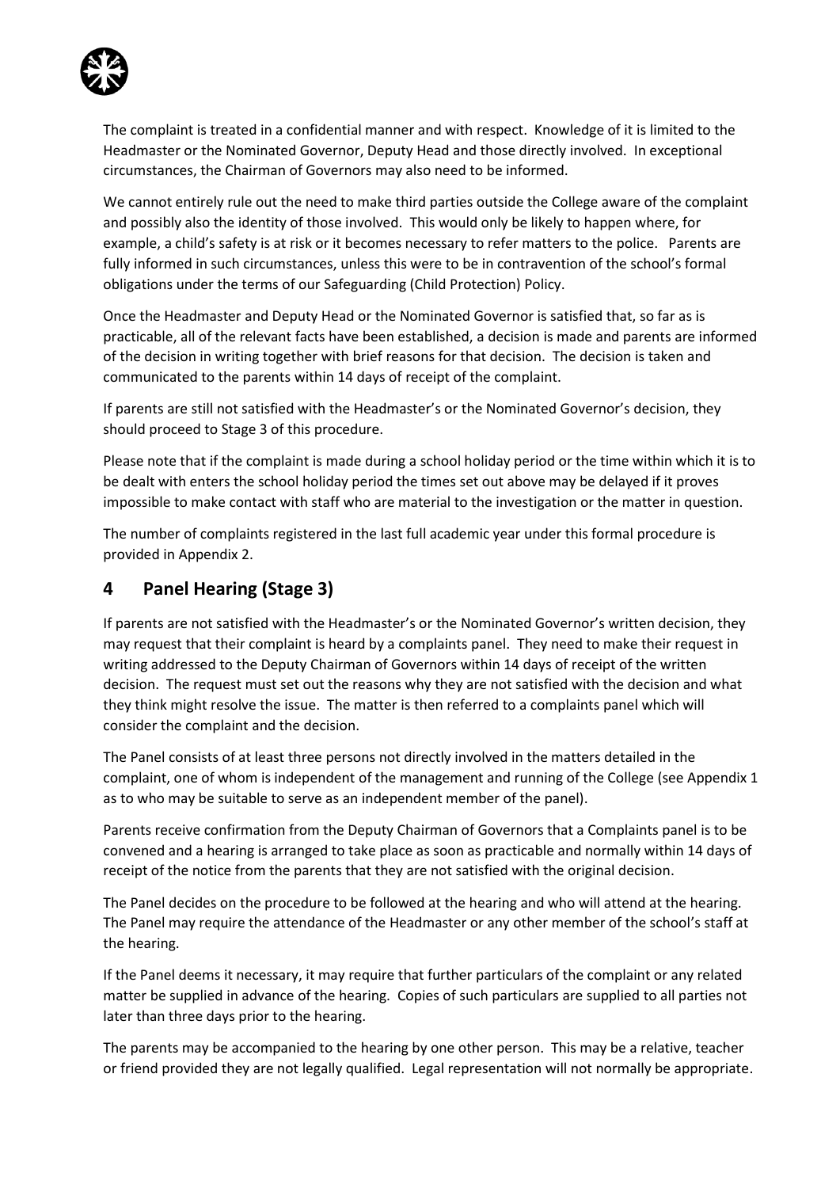The complaint is treated in a confidential manner and with respect. Knowledge of it is limited to the Headmaster or the Nominated Governor, Deputy Head and those directly involved. In exceptional circumstances, the Chairman of Governors may also need to be informed.

We cannot entirely rule out the need to make third parties outside the College aware of the complaint and possibly also the identity of those involved. This would only be likely to happen where, for example, a child's safety is at risk or it becomes necessary to refer matters to the police. Parents are fully informed in such circumstances, unless this were to be in contravention of the school's formal obligations under the terms of our Safeguarding (Child Protection) Policy.

Once the Headmaster and Deputy Head or the Nominated Governor is satisfied that, so far as is practicable, all of the relevant facts have been established, a decision is made and parents are informed of the decision in writing together with brief reasons for that decision. The decision is taken and communicated to the parents within 14 days of receipt of the complaint.

If parents are still not satisfied with the Headmaster's or the Nominated Governor's decision, they should proceed to Stage 3 of this procedure.

Please note that if the complaint is made during a school holiday period or the time within which it is to be dealt with enters the school holiday period the times set out above may be delayed if it proves impossible to make contact with staff who are material to the investigation or the matter in question.

The number of complaints registered in the last full academic year under this formal procedure is provided in Appendix 2.

## 4 Panel Hearing (Stage 3)

If parents are not satisfied with the Headmaster's or the Nominated Governor's written decision, they may request that their complaint is heard by a complaints panel. They need to make their request in writing addressed to the Deputy Chairman of Governors within 14 days of receipt of the written decision. The request must set out the reasons why they are not satisfied with the decision and what they think might resolve the issue. The matter is then referred to a complaints panel which will consider the complaint and the decision.

The Panel consists of at least three persons not directly involved in the matters detailed in the complaint, one of whom is independent of the management and running of the College (see Appendix 1 as to who may be suitable to serve as an independent member of the panel).

Parents receive confirmation from the Deputy Chairman of Governors that a Complaints panel is to be convened and a hearing is arranged to take place as soon as practicable and normally within 14 days of receipt of the notice from the parents that they are not satisfied with the original decision.

The Panel decides on the procedure to be followed at the hearing and who will attend at the hearing. The Panel may require the attendance of the Headmaster or any other member of the school's staff at the hearing.

If the Panel deems it necessary, it may require that further particulars of the complaint or any related matter be supplied in advance of the hearing. Copies of such particulars are supplied to all parties not later than three days prior to the hearing.

The parents may be accompanied to the hearing by one other person. This may be a relative, teacher or friend provided they are not legally qualified. Legal representation will not normally be appropriate.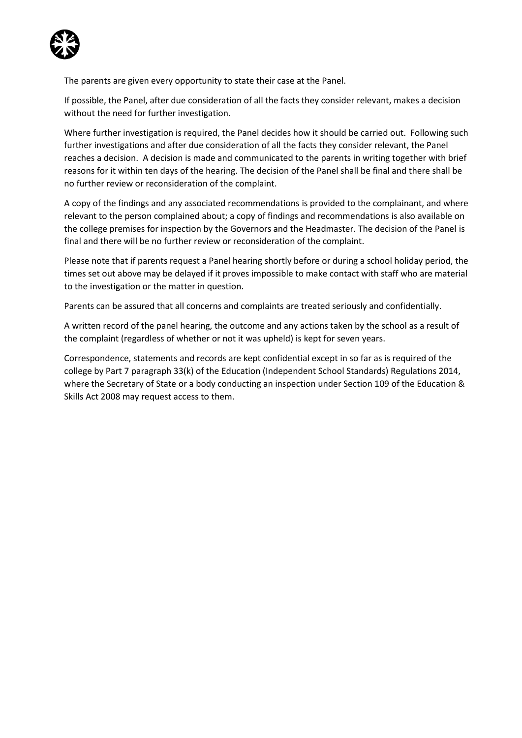The parents are given every opportunity to state their case at the Panel.

If possible, the Panel, after due consideration of all the facts they consider relevant, makes a decision without the need for further investigation.

Where further investigation is required, the Panel decides how it should be carried out. Following such further investigations and after due consideration of all the facts they consider relevant, the Panel reaches a decision. A decision is made and communicated to the parents in writing together with brief reasons for it within ten days of the hearing. The decision of the Panel shall be final and there shall be no further review or reconsideration of the complaint.

A copy of the findings and any associated recommendations is provided to the complainant, and where relevant to the person complained about; a copy of findings and recommendations is also available on the college premises for inspection by the Governors and the Headmaster. The decision of the Panel is final and there will be no further review or reconsideration of the complaint.

Please note that if parents request a Panel hearing shortly before or during a school holiday period, the times set out above may be delayed if it proves impossible to make contact with staff who are material to the investigation or the matter in question.

Parents can be assured that all concerns and complaints are treated seriously and confidentially.

A written record of the panel hearing, the outcome and any actions taken by the school as a result of the complaint (regardless of whether or not it was upheld) is kept for seven years.

Correspondence, statements and records are kept confidential except in so far as is required of the college by Part 7 paragraph 33(k) of the Education (Independent School Standards) Regulations 2014, where the Secretary of State or a body conducting an inspection under Section 109 of the Education & Skills Act 2008 may request access to them.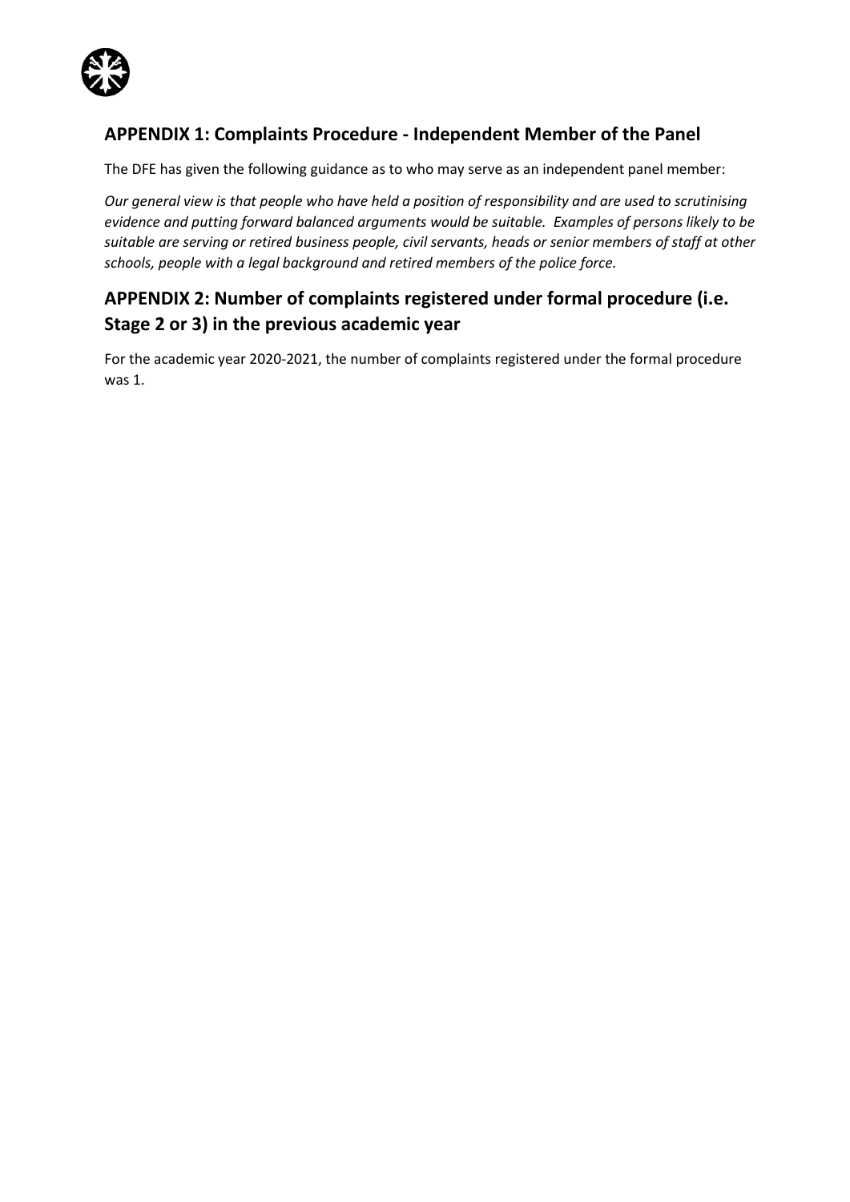## APPENDIX 1: Complaints Procedure - Independent Member of the Panel

The DFE has given the following guidance as to who may serve as an independent panel member:

*Our general view is that people who have held a position of responsibility and are used to scrutinising evidence and putting forward balanced arguments would be suitable. Examples of persons likely to be suitable are serving or retired business people, civil servants, heads or senior members of staff at other schools, people with a legal background and retired members of the police force.*

## APPENDIX 2: Number of complaints registered under formal procedure (i.e. Stage 2 or 3) in the previous academic year

For the academic year 2020-2021, the number of complaints registered under the formal procedure was 1.